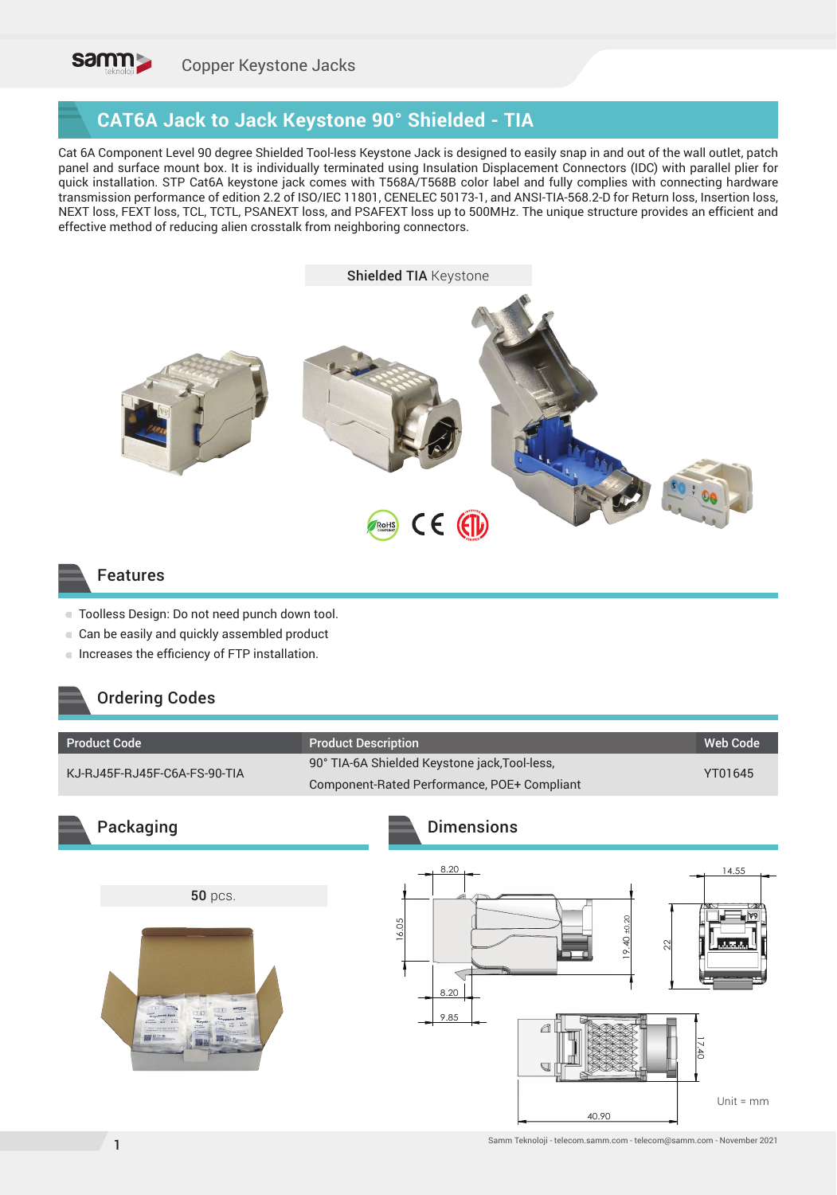# CAT6A Jack to Jack Keystone 90° Shielded - TIA

Cat 6A Component Level 90 degree Shielded Tool-less Keystone Jack is designed to easily snap in and out of the wall outlet, patch panel and surface mount box. It is individually terminated using Insulation Displacement Connectors (IDC) with parallel plier for quick installation. STP Cat6A keystone jack comes with T568A/T568B color label and fully complies with connecting hardware transmission performance of edition 2.2 of ISO/IEC 11801, CENELEC 50173-1, and ANSI-TIA-568.2-D for Return loss, Insertion loss, NEXT loss, FEXT loss, TCL, TCTL, PSANEXT loss, and PSAFEXT loss up to 500MHz. The unique structure provides an efficient and effective method of reducing alien crosstalk from neighboring connectors.

**Shielded TIA** Keystone

## Features

- Toolless Design: Do not need punch down tool.
- Can be easily and quickly assembled product
- Increases the efficiency of FTP installation.

## Ordering Codes

| Product Code | Product Description | Web Code |
|---|---|---|
| KJ-RJ45F-RJ45F-C6A-FS-90-TIA | 90° TIA-6A Shielded Keystone jack,Tool-less, Component-Rated Performance, POE+ Compliant | YT01645 |

## Packaging

**50** pcs.

## Dimensions

Unit = mm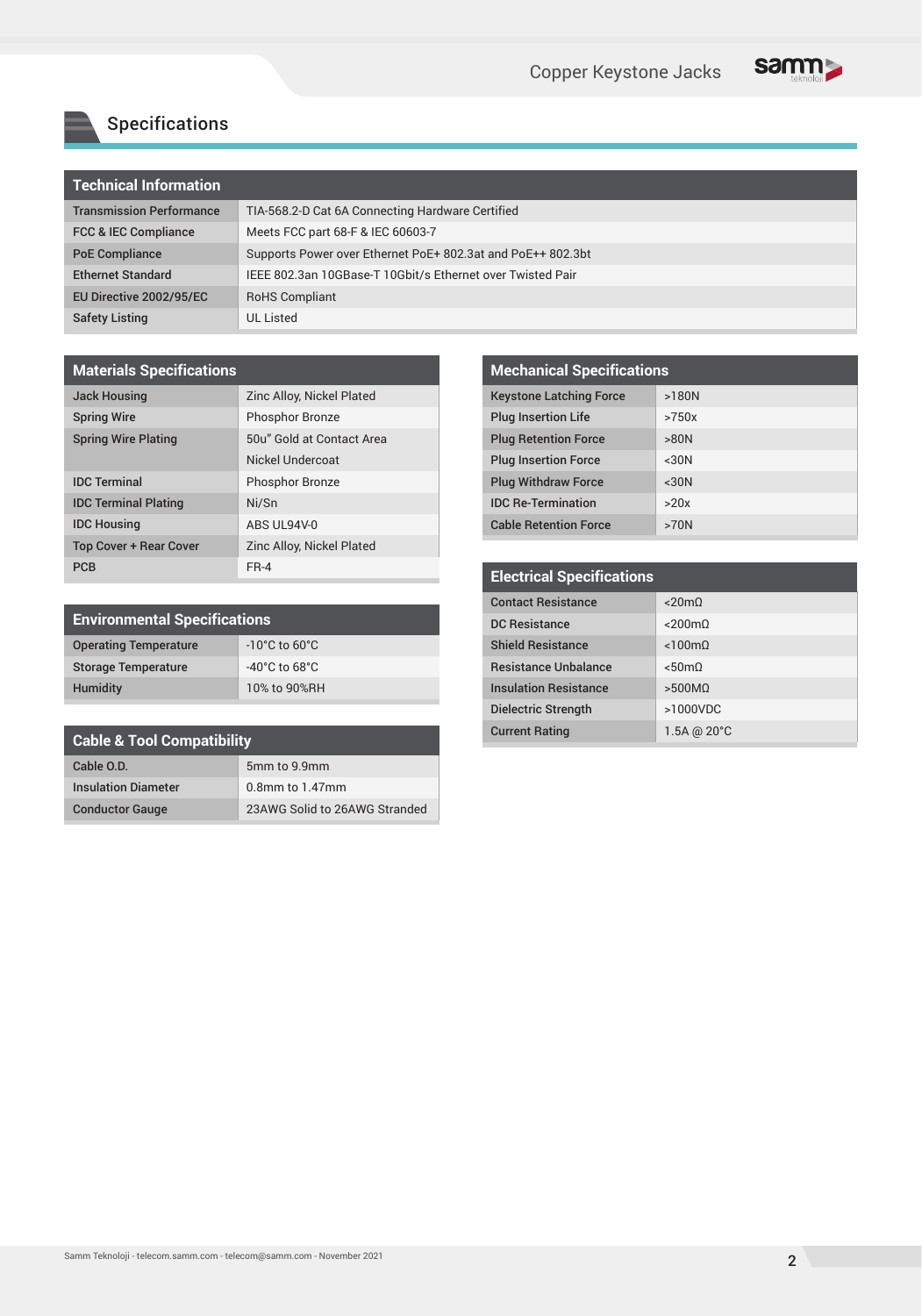## Specifications

| Technical Information | |
|---|---|
| Transmission Performance | TIA-568.2-D Cat 6A Connecting Hardware Certified |
| FCC & IEC Compliance | Meets FCC part 68-F & IEC 60603-7 |
| PoE Compliance | Supports Power over Ethernet PoE+ 802.3at and PoE++ 802.3bt |
| Ethernet Standard | IEEE 802.3an 10GBase-T 10Gbit/s Ethernet over Twisted Pair |
| EU Directive 2002/95/EC | RoHS Compliant |
| Safety Listing | UL Listed |

| Materials Specifications | |
|---|---|
| Jack Housing | Zinc Alloy, Nickel Plated |
| Spring Wire | Phosphor Bronze |
| Spring Wire Plating | 50u" Gold at Contact Area Nickel Undercoat |
| IDC Terminal | Phosphor Bronze |
| IDC Terminal Plating | Ni/Sn |
| IDC Housing | ABS UL94V-0 |
| Top Cover + Rear Cover | Zinc Alloy, Nickel Plated |
| PCB | FR-4 |

| Environmental Specifications | |
|---|---|
| Operating Temperature | -10°C to 60°C |
| Storage Temperature | -40°C to 68°C |
| Humidity | 10% to 90%RH |

| Cable & Tool Compatibility | |
|---|---|
| Cable O.D. | 5mm to 9.9mm |
| Insulation Diameter | 0.8mm to 1.47mm |
| Conductor Gauge | 23AWG Solid to 26AWG Stranded |

| Mechanical Specifications | |
|---|---|
| Keystone Latching Force | >180N |
| Plug Insertion Life | >750x |
| Plug Retention Force | >80N |
| Plug Insertion Force | <30N |
| Plug Withdraw Force | <30N |
| IDC Re-Termination | >20x |
| Cable Retention Force | >70N |

| Electrical Specifications | |
|---|---|
| Contact Resistance | <20mΩ |
| DC Resistance | <200mΩ |
| Shield Resistance | <100mΩ |
| Resistance Unbalance | <50mΩ |
| Insulation Resistance | >500MΩ |
| Dielectric Strength | >1000VDC |
| Current Rating | 1.5A @ 20°C |